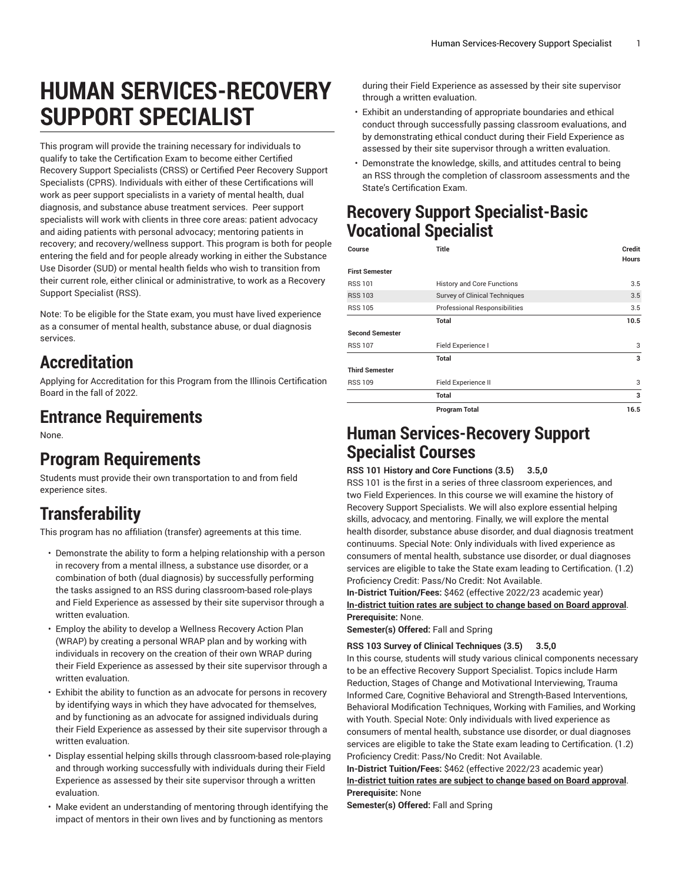# HUMAN SERVICES-RECOVERY SUPPORT SPECIALIST

This program will provide the training necessary for individuals to qualify to take the Certification Exam to become either Certified Recovery Support Specialists (CRSS) or Certified Peer Recovery Support Specialists (CPRS). Individuals with either of these Certifications will work as peer support specialists in a variety of mental health, dual diagnosis, and substance abuse treatment services. Peer support specialists will work with clients in three core areas: patient advocacy and aiding patients with personal advocacy; mentoring patients in recovery; and recovery/wellness support. This program is both for people entering the field and for people already working in either the Substance Use Disorder (SUD) or mental health fields who wish to transition from their current role, either clinical or administrative, to work as a Recovery Support Specialist (RSS).

Note: To be eligible for the State exam, you must have lived experience as a consumer of mental health, substance abuse, or dual diagnosis services.

## Accreditation

Applying for Accreditation for this Program from the Illinois Certification Board in the fall of 2022.

## Entrance Requirements

None.

## Program Requirements

Students must provide their own transportation to and from field experience sites.

## Transferability

This program has no affiliation (transfer) agreements at this time.

- Demonstrate the ability to form a helping relationship with a person in recovery from a mental illness, a substance use disorder, or a combination of both (dual diagnosis) by successfully performing the tasks assigned to an RSS during classroom-based role-plays and Field Experience as assessed by their site supervisor through a written evaluation.
- Employ the ability to develop a Wellness Recovery Action Plan (WRAP) by creating a personal WRAP plan and by working with individuals in recovery on the creation of their own WRAP during their Field Experience as assessed by their site supervisor through a written evaluation.
- Exhibit the ability to function as an advocate for persons in recovery by identifying ways in which they have advocated for themselves, and by functioning as an advocate for assigned individuals during their Field Experience as assessed by their site supervisor through a written evaluation.
- Display essential helping skills through classroom-based role-playing and through working successfully with individuals during their Field Experience as assessed by their site supervisor through a written evaluation.
- Make evident an understanding of mentoring through identifying the impact of mentors in their own lives and by functioning as mentors during their Field Experience as assessed by their site supervisor through a written evaluation.
- Exhibit an understanding of appropriate boundaries and ethical conduct through successfully passing classroom evaluations, and by demonstrating ethical conduct during their Field Experience as assessed by their site supervisor through a written evaluation.
- Demonstrate the knowledge, skills, and attitudes central to being an RSS through the completion of classroom assessments and the State's Certification Exam.

## Recovery Support Specialist-Basic Vocational Specialist

| Course | Title | Credit Hours |
|---|---|---|
| **First Semester** | | |
| RSS 101 | History and Core Functions | 3.5 |
| RSS 103 | Survey of Clinical Techniques | 3.5 |
| RSS 105 | Professional Responsibilities | 3.5 |
| | **Total** | **10.5** |
| **Second Semester** | | |
| RSS 107 | Field Experience I | 3 |
| | **Total** | **3** |
| **Third Semester** | | |
| RSS 109 | Field Experience II | 3 |
| | **Total** | **3** |
| | **Program Total** | **16.5** |

## Human Services-Recovery Support Specialist Courses

**RSS 101 History and Core Functions (3.5) 3.5,0**

RSS 101 is the first in a series of three classroom experiences, and two Field Experiences. In this course we will examine the history of Recovery Support Specialists. We will also explore essential helping skills, advocacy, and mentoring. Finally, we will explore the mental health disorder, substance abuse disorder, and dual diagnosis treatment continuums. Special Note: Only individuals with lived experience as consumers of mental health, substance use disorder, or dual diagnoses services are eligible to take the State exam leading to Certification. (1.2) Proficiency Credit: Pass/No Credit: Not Available.

**In-District Tuition/Fees:** $462 (effective 2022/23 academic year)

**In-district tuition rates are subject to change based on Board approval**.

**Prerequisite:** None.

**Semester(s) Offered:** Fall and Spring

**RSS 103 Survey of Clinical Techniques (3.5) 3.5,0**

In this course, students will study various clinical components necessary to be an effective Recovery Support Specialist. Topics include Harm Reduction, Stages of Change and Motivational Interviewing, Trauma Informed Care, Cognitive Behavioral and Strength-Based Interventions, Behavioral Modification Techniques, Working with Families, and Working with Youth. Special Note: Only individuals with lived experience as consumers of mental health, substance use disorder, or dual diagnoses services are eligible to take the State exam leading to Certification. (1.2) Proficiency Credit: Pass/No Credit: Not Available.

**In-District Tuition/Fees:** $462 (effective 2022/23 academic year)

**In-district tuition rates are subject to change based on Board approval**.

**Prerequisite:** None

**Semester(s) Offered:** Fall and Spring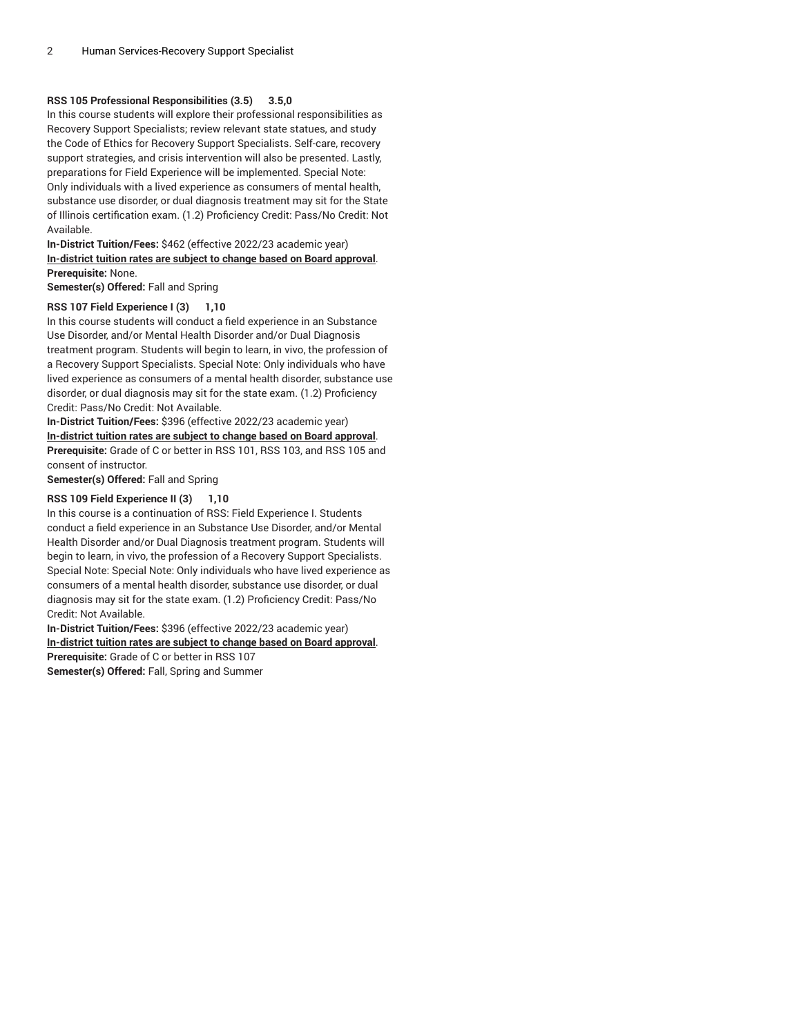**RSS 105 Professional Responsibilities (3.5) 3.5,0**

In this course students will explore their professional responsibilities as Recovery Support Specialists; review relevant state statues, and study the Code of Ethics for Recovery Support Specialists. Self-care, recovery support strategies, and crisis intervention will also be presented. Lastly, preparations for Field Experience will be implemented. Special Note: Only individuals with a lived experience as consumers of mental health, substance use disorder, or dual diagnosis treatment may sit for the State of Illinois certification exam. (1.2) Proficiency Credit: Pass/No Credit: Not Available.

**In-District Tuition/Fees:** $462 (effective 2022/23 academic year)
**In-district tuition rates are subject to change based on Board approval**.
**Prerequisite:** None.
**Semester(s) Offered:** Fall and Spring

**RSS 107 Field Experience I (3) 1,10**

In this course students will conduct a field experience in an Substance Use Disorder, and/or Mental Health Disorder and/or Dual Diagnosis treatment program. Students will begin to learn, in vivo, the profession of a Recovery Support Specialists. Special Note: Only individuals who have lived experience as consumers of a mental health disorder, substance use disorder, or dual diagnosis may sit for the state exam. (1.2) Proficiency Credit: Pass/No Credit: Not Available.

**In-District Tuition/Fees:** $396 (effective 2022/23 academic year)
**In-district tuition rates are subject to change based on Board approval**.
**Prerequisite:** Grade of C or better in RSS 101, RSS 103, and RSS 105 and consent of instructor.
**Semester(s) Offered:** Fall and Spring

**RSS 109 Field Experience II (3) 1,10**

In this course is a continuation of RSS: Field Experience I. Students conduct a field experience in an Substance Use Disorder, and/or Mental Health Disorder and/or Dual Diagnosis treatment program. Students will begin to learn, in vivo, the profession of a Recovery Support Specialists. Special Note: Special Note: Only individuals who have lived experience as consumers of a mental health disorder, substance use disorder, or dual diagnosis may sit for the state exam. (1.2) Proficiency Credit: Pass/No Credit: Not Available.

**In-District Tuition/Fees:** $396 (effective 2022/23 academic year)
**In-district tuition rates are subject to change based on Board approval**.
**Prerequisite:** Grade of C or better in RSS 107
**Semester(s) Offered:** Fall, Spring and Summer